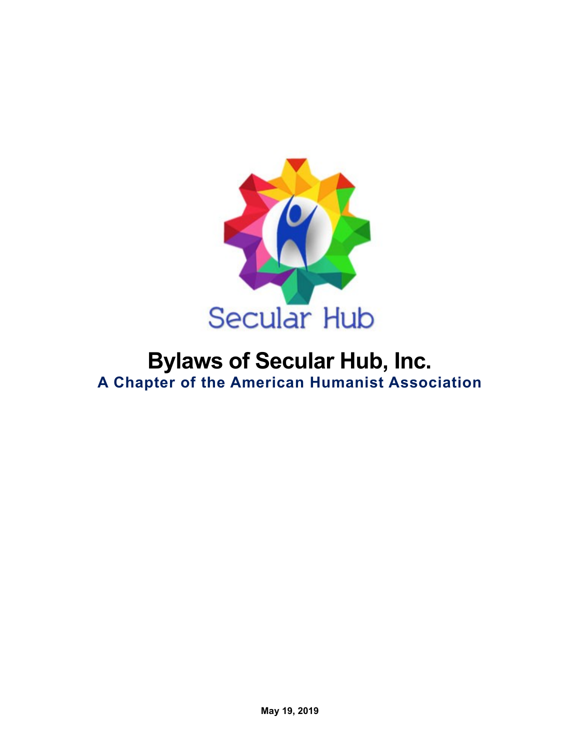Secular Hub

# Bylaws of Secular Hub, Inc.

## A Chapter of the American Humanist Association

**May 19, 2019**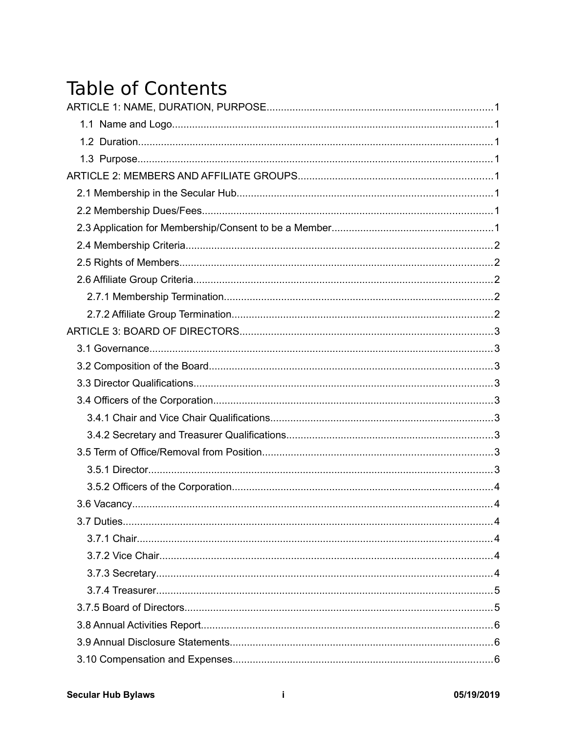# Table of Contents

ARTICLE 1: NAME, DURATION, PURPOSE....1
- 1.1 Name and Logo....1
- 1.2 Duration....1
- 1.3 Purpose....1

ARTICLE 2: MEMBERS AND AFFILIATE GROUPS....1
- 2.1 Membership in the Secular Hub....1
- 2.2 Membership Dues/Fees....1
- 2.3 Application for Membership/Consent to be a Member....1
- 2.4 Membership Criteria....2
- 2.5 Rights of Members....2
- 2.6 Affiliate Group Criteria....2
  - 2.7.1 Membership Termination....2
  - 2.7.2 Affiliate Group Termination....2

ARTICLE 3: BOARD OF DIRECTORS....3
- 3.1 Governance....3
- 3.2 Composition of the Board....3
- 3.3 Director Qualifications....3
- 3.4 Officers of the Corporation....3
  - 3.4.1 Chair and Vice Chair Qualifications....3
  - 3.4.2 Secretary and Treasurer Qualifications....3
- 3.5 Term of Office/Removal from Position....3
  - 3.5.1 Director....3
  - 3.5.2 Officers of the Corporation....4
- 3.6 Vacancy....4
- 3.7 Duties....4
  - 3.7.1 Chair....4
  - 3.7.2 Vice Chair....4
  - 3.7.3 Secretary....4
  - 3.7.4 Treasurer....5
- 3.7.5 Board of Directors....5
- 3.8 Annual Activities Report....6
- 3.9 Annual Disclosure Statements....6
- 3.10 Compensation and Expenses....6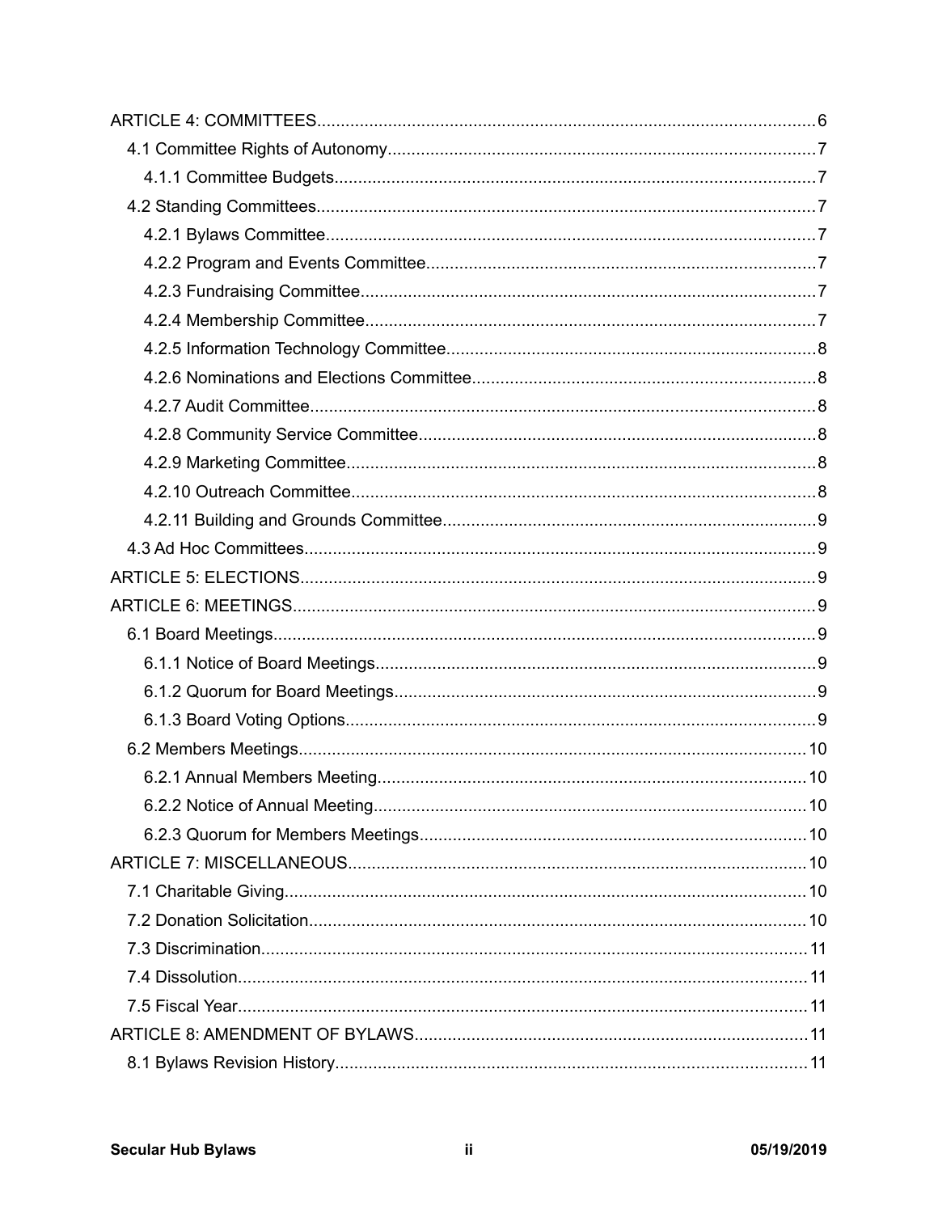- ARTICLE 4: COMMITTEES ........ 6
  - 4.1 Committee Rights of Autonomy ........ 7
    - 4.1.1 Committee Budgets ........ 7
  - 4.2 Standing Committees ........ 7
    - 4.2.1 Bylaws Committee ........ 7
    - 4.2.2 Program and Events Committee ........ 7
    - 4.2.3 Fundraising Committee ........ 7
    - 4.2.4 Membership Committee ........ 7
    - 4.2.5 Information Technology Committee ........ 8
    - 4.2.6 Nominations and Elections Committee ........ 8
    - 4.2.7 Audit Committee ........ 8
    - 4.2.8 Community Service Committee ........ 8
    - 4.2.9 Marketing Committee ........ 8
    - 4.2.10 Outreach Committee ........ 8
    - 4.2.11 Building and Grounds Committee ........ 9
  - 4.3 Ad Hoc Committees ........ 9
- ARTICLE 5: ELECTIONS ........ 9
- ARTICLE 6: MEETINGS ........ 9
  - 6.1 Board Meetings ........ 9
    - 6.1.1 Notice of Board Meetings ........ 9
    - 6.1.2 Quorum for Board Meetings ........ 9
    - 6.1.3 Board Voting Options ........ 9
  - 6.2 Members Meetings ........ 10
    - 6.2.1 Annual Members Meeting ........ 10
    - 6.2.2 Notice of Annual Meeting ........ 10
    - 6.2.3 Quorum for Members Meetings ........ 10
- ARTICLE 7: MISCELLANEOUS ........ 10
  - 7.1 Charitable Giving ........ 10
  - 7.2 Donation Solicitation ........ 10
  - 7.3 Discrimination ........ 11
  - 7.4 Dissolution ........ 11
  - 7.5 Fiscal Year ........ 11
- ARTICLE 8: AMENDMENT OF BYLAWS ........ 11
  - 8.1 Bylaws Revision History ........ 11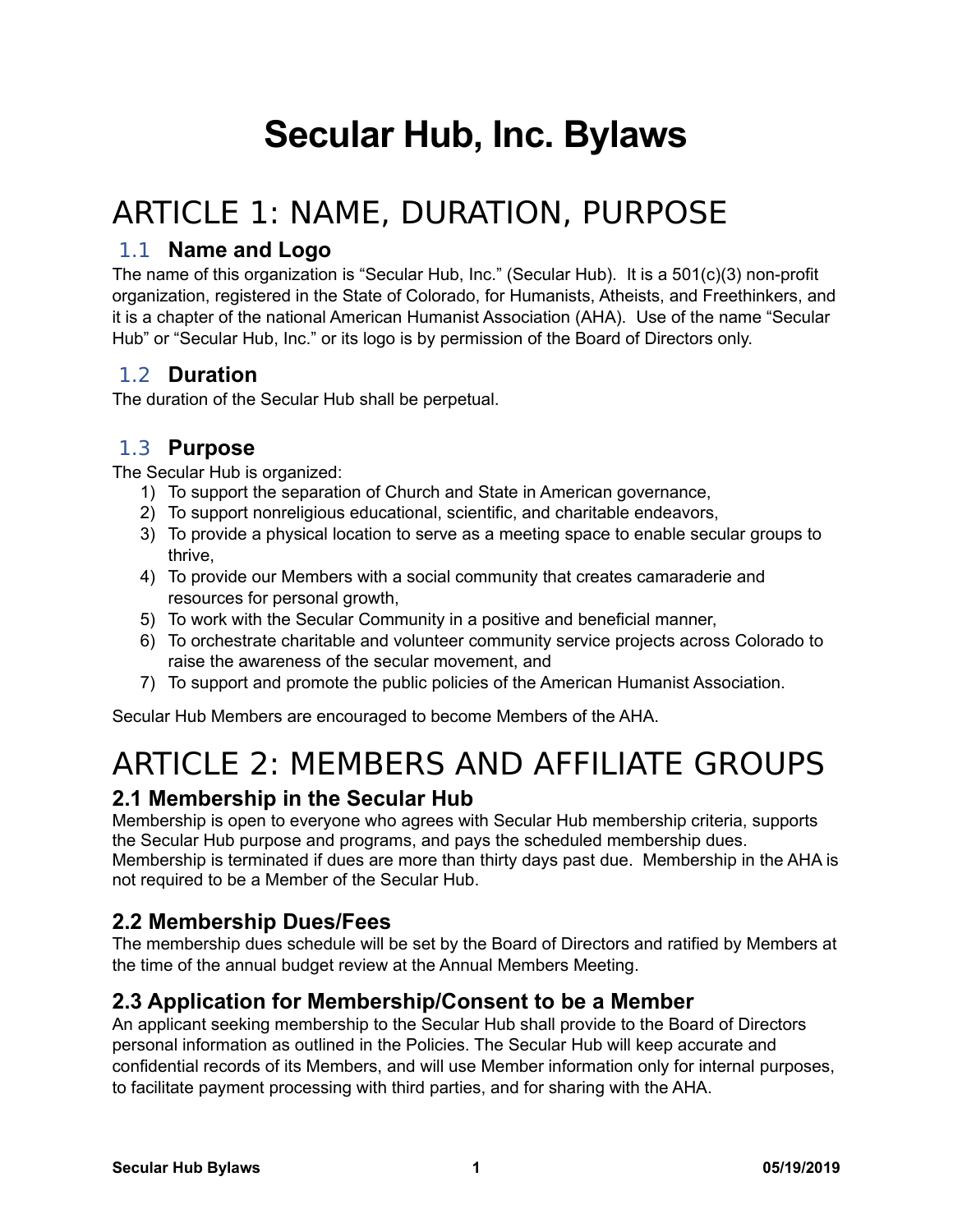# Secular Hub, Inc. Bylaws

## ARTICLE 1: NAME, DURATION, PURPOSE

### 1.1 Name and Logo

The name of this organization is "Secular Hub, Inc." (Secular Hub). It is a 501(c)(3) non-profit organization, registered in the State of Colorado, for Humanists, Atheists, and Freethinkers, and it is a chapter of the national American Humanist Association (AHA). Use of the name "Secular Hub" or "Secular Hub, Inc." or its logo is by permission of the Board of Directors only.

### 1.2 Duration

The duration of the Secular Hub shall be perpetual.

### 1.3 Purpose

The Secular Hub is organized:

1) To support the separation of Church and State in American governance,
2) To support nonreligious educational, scientific, and charitable endeavors,
3) To provide a physical location to serve as a meeting space to enable secular groups to thrive,
4) To provide our Members with a social community that creates camaraderie and resources for personal growth,
5) To work with the Secular Community in a positive and beneficial manner,
6) To orchestrate charitable and volunteer community service projects across Colorado to raise the awareness of the secular movement, and
7) To support and promote the public policies of the American Humanist Association.

Secular Hub Members are encouraged to become Members of the AHA.

## ARTICLE 2: MEMBERS AND AFFILIATE GROUPS

### 2.1 Membership in the Secular Hub

Membership is open to everyone who agrees with Secular Hub membership criteria, supports the Secular Hub purpose and programs, and pays the scheduled membership dues. Membership is terminated if dues are more than thirty days past due. Membership in the AHA is not required to be a Member of the Secular Hub.

### 2.2 Membership Dues/Fees

The membership dues schedule will be set by the Board of Directors and ratified by Members at the time of the annual budget review at the Annual Members Meeting.

### 2.3 Application for Membership/Consent to be a Member

An applicant seeking membership to the Secular Hub shall provide to the Board of Directors personal information as outlined in the Policies. The Secular Hub will keep accurate and confidential records of its Members, and will use Member information only for internal purposes, to facilitate payment processing with third parties, and for sharing with the AHA.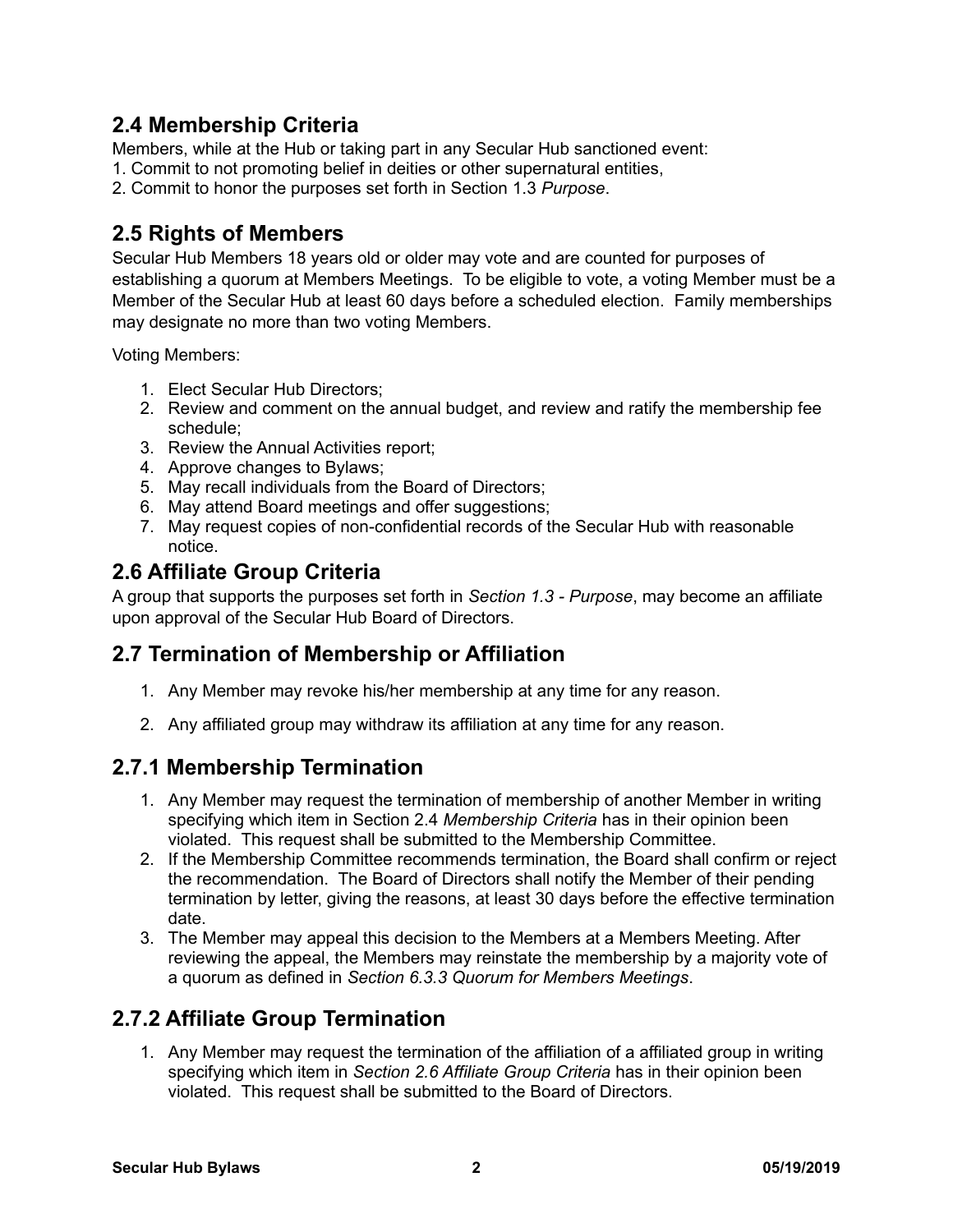## 2.4 Membership Criteria

Members, while at the Hub or taking part in any Secular Hub sanctioned event:

1. Commit to not promoting belief in deities or other supernatural entities,
2. Commit to honor the purposes set forth in Section 1.3 *Purpose*.

## 2.5 Rights of Members

Secular Hub Members 18 years old or older may vote and are counted for purposes of establishing a quorum at Members Meetings. To be eligible to vote, a voting Member must be a Member of the Secular Hub at least 60 days before a scheduled election. Family memberships may designate no more than two voting Members.

Voting Members:

1. Elect Secular Hub Directors;
2. Review and comment on the annual budget, and review and ratify the membership fee schedule;
3. Review the Annual Activities report;
4. Approve changes to Bylaws;
5. May recall individuals from the Board of Directors;
6. May attend Board meetings and offer suggestions;
7. May request copies of non-confidential records of the Secular Hub with reasonable notice.

## 2.6 Affiliate Group Criteria

A group that supports the purposes set forth in *Section 1.3 - Purpose*, may become an affiliate upon approval of the Secular Hub Board of Directors.

## 2.7 Termination of Membership or Affiliation

1. Any Member may revoke his/her membership at any time for any reason.
2. Any affiliated group may withdraw its affiliation at any time for any reason.

## 2.7.1 Membership Termination

1. Any Member may request the termination of membership of another Member in writing specifying which item in Section 2.4 *Membership Criteria* has in their opinion been violated. This request shall be submitted to the Membership Committee.
2. If the Membership Committee recommends termination, the Board shall confirm or reject the recommendation. The Board of Directors shall notify the Member of their pending termination by letter, giving the reasons, at least 30 days before the effective termination date.
3. The Member may appeal this decision to the Members at a Members Meeting. After reviewing the appeal, the Members may reinstate the membership by a majority vote of a quorum as defined in *Section 6.3.3 Quorum for Members Meetings*.

## 2.7.2 Affiliate Group Termination

1. Any Member may request the termination of the affiliation of a affiliated group in writing specifying which item in *Section 2.6 Affiliate Group Criteria* has in their opinion been violated. This request shall be submitted to the Board of Directors.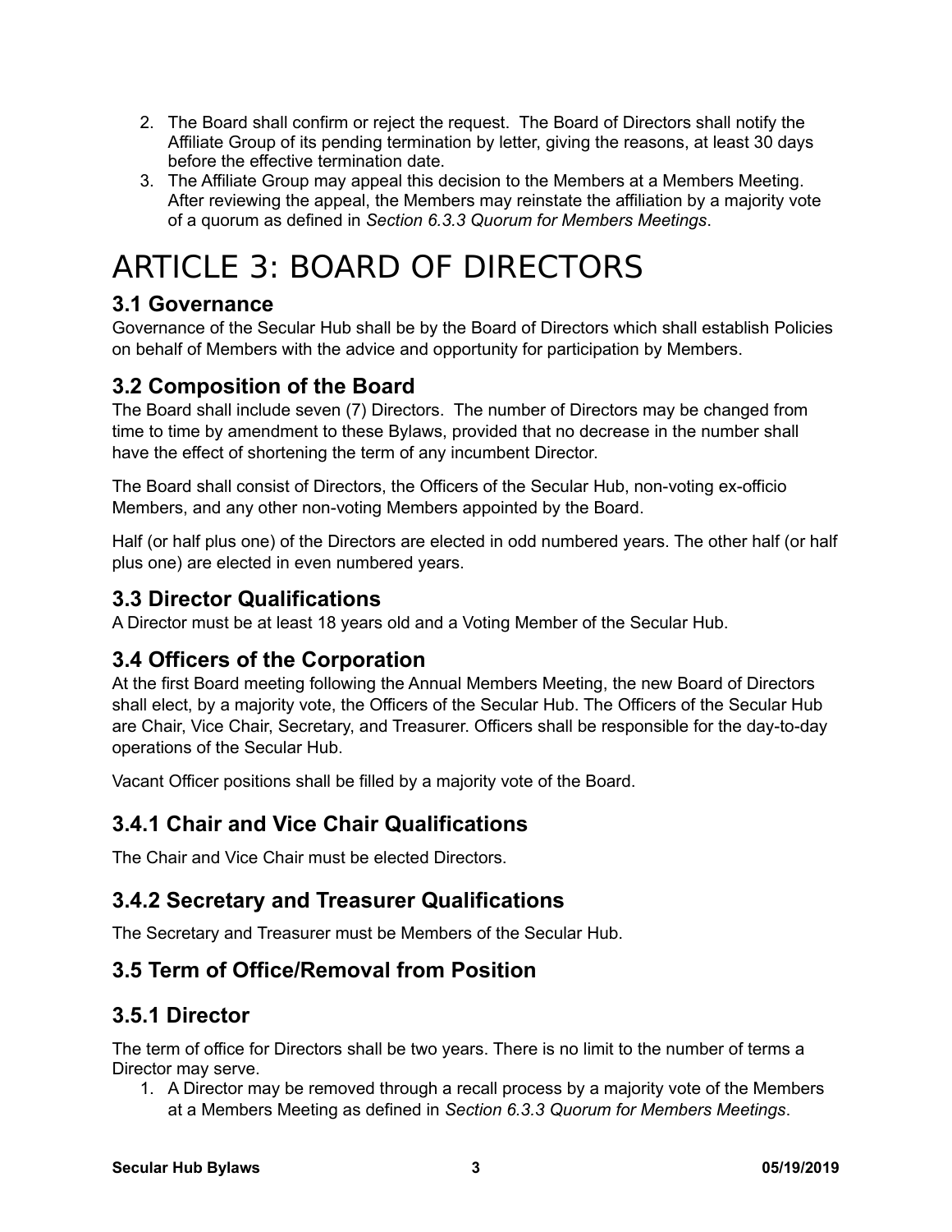2. The Board shall confirm or reject the request. The Board of Directors shall notify the Affiliate Group of its pending termination by letter, giving the reasons, at least 30 days before the effective termination date.
3. The Affiliate Group may appeal this decision to the Members at a Members Meeting. After reviewing the appeal, the Members may reinstate the affiliation by a majority vote of a quorum as defined in *Section 6.3.3 Quorum for Members Meetings*.

# ARTICLE 3: BOARD OF DIRECTORS

## 3.1 Governance

Governance of the Secular Hub shall be by the Board of Directors which shall establish Policies on behalf of Members with the advice and opportunity for participation by Members.

## 3.2 Composition of the Board

The Board shall include seven (7) Directors. The number of Directors may be changed from time to time by amendment to these Bylaws, provided that no decrease in the number shall have the effect of shortening the term of any incumbent Director.

The Board shall consist of Directors, the Officers of the Secular Hub, non-voting ex-officio Members, and any other non-voting Members appointed by the Board.

Half (or half plus one) of the Directors are elected in odd numbered years. The other half (or half plus one) are elected in even numbered years.

## 3.3 Director Qualifications

A Director must be at least 18 years old and a Voting Member of the Secular Hub.

## 3.4 Officers of the Corporation

At the first Board meeting following the Annual Members Meeting, the new Board of Directors shall elect, by a majority vote, the Officers of the Secular Hub. The Officers of the Secular Hub are Chair, Vice Chair, Secretary, and Treasurer. Officers shall be responsible for the day-to-day operations of the Secular Hub.

Vacant Officer positions shall be filled by a majority vote of the Board.

## 3.4.1 Chair and Vice Chair Qualifications

The Chair and Vice Chair must be elected Directors.

## 3.4.2 Secretary and Treasurer Qualifications

The Secretary and Treasurer must be Members of the Secular Hub.

## 3.5 Term of Office/Removal from Position

## 3.5.1 Director

The term of office for Directors shall be two years. There is no limit to the number of terms a Director may serve.

1. A Director may be removed through a recall process by a majority vote of the Members at a Members Meeting as defined in *Section 6.3.3 Quorum for Members Meetings*.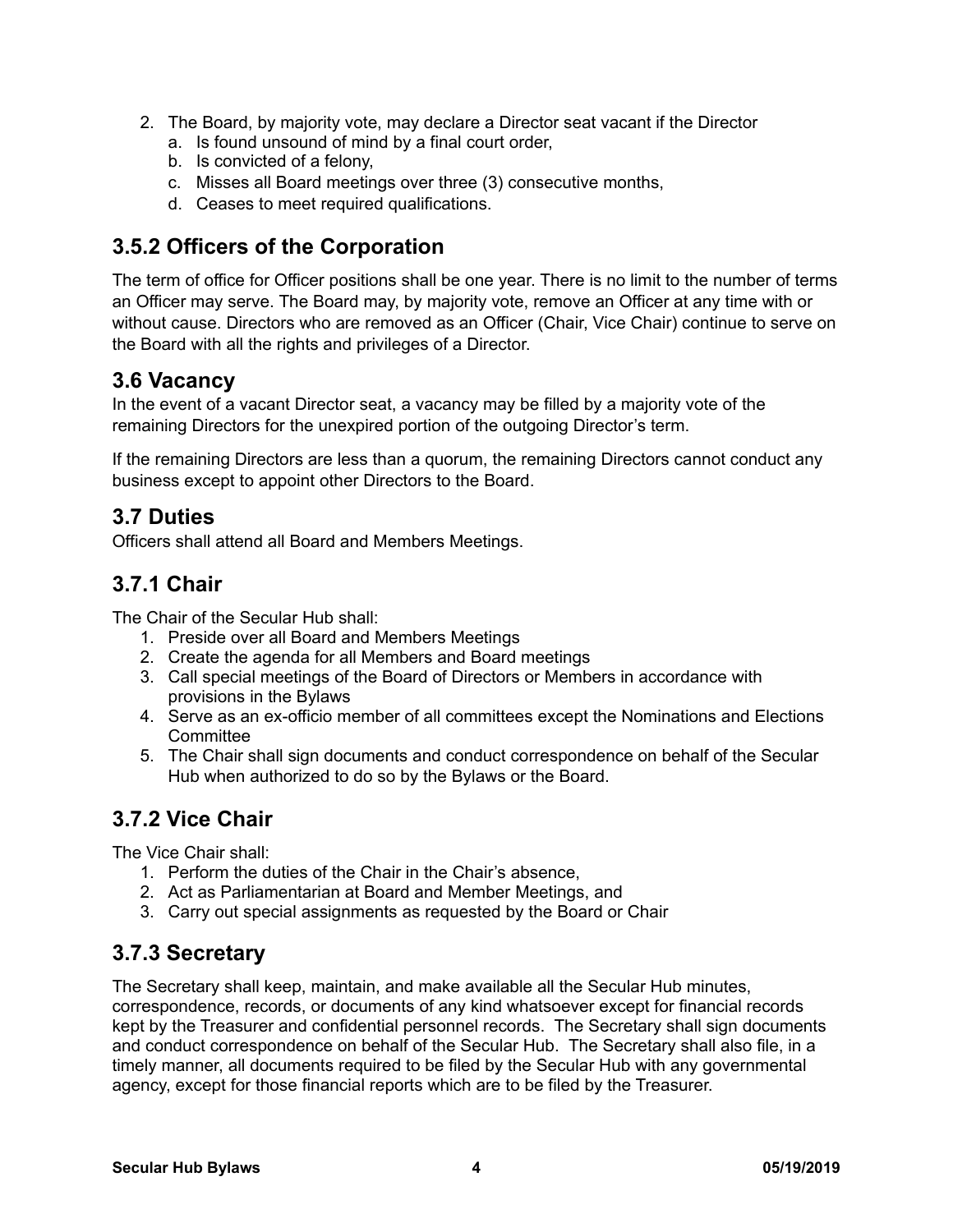2. The Board, by majority vote, may declare a Director seat vacant if the Director
    a. Is found unsound of mind by a final court order,
    b. Is convicted of a felony,
    c. Misses all Board meetings over three (3) consecutive months,
    d. Ceases to meet required qualifications.

## 3.5.2 Officers of the Corporation

The term of office for Officer positions shall be one year. There is no limit to the number of terms an Officer may serve. The Board may, by majority vote, remove an Officer at any time with or without cause. Directors who are removed as an Officer (Chair, Vice Chair) continue to serve on the Board with all the rights and privileges of a Director.

## 3.6 Vacancy

In the event of a vacant Director seat, a vacancy may be filled by a majority vote of the remaining Directors for the unexpired portion of the outgoing Director's term.

If the remaining Directors are less than a quorum, the remaining Directors cannot conduct any business except to appoint other Directors to the Board.

## 3.7 Duties

Officers shall attend all Board and Members Meetings.

## 3.7.1 Chair

The Chair of the Secular Hub shall:

1. Preside over all Board and Members Meetings
2. Create the agenda for all Members and Board meetings
3. Call special meetings of the Board of Directors or Members in accordance with provisions in the Bylaws
4. Serve as an ex-officio member of all committees except the Nominations and Elections Committee
5. The Chair shall sign documents and conduct correspondence on behalf of the Secular Hub when authorized to do so by the Bylaws or the Board.

## 3.7.2 Vice Chair

The Vice Chair shall:

1. Perform the duties of the Chair in the Chair's absence,
2. Act as Parliamentarian at Board and Member Meetings, and
3. Carry out special assignments as requested by the Board or Chair

## 3.7.3 Secretary

The Secretary shall keep, maintain, and make available all the Secular Hub minutes, correspondence, records, or documents of any kind whatsoever except for financial records kept by the Treasurer and confidential personnel records. The Secretary shall sign documents and conduct correspondence on behalf of the Secular Hub. The Secretary shall also file, in a timely manner, all documents required to be filed by the Secular Hub with any governmental agency, except for those financial reports which are to be filed by the Treasurer.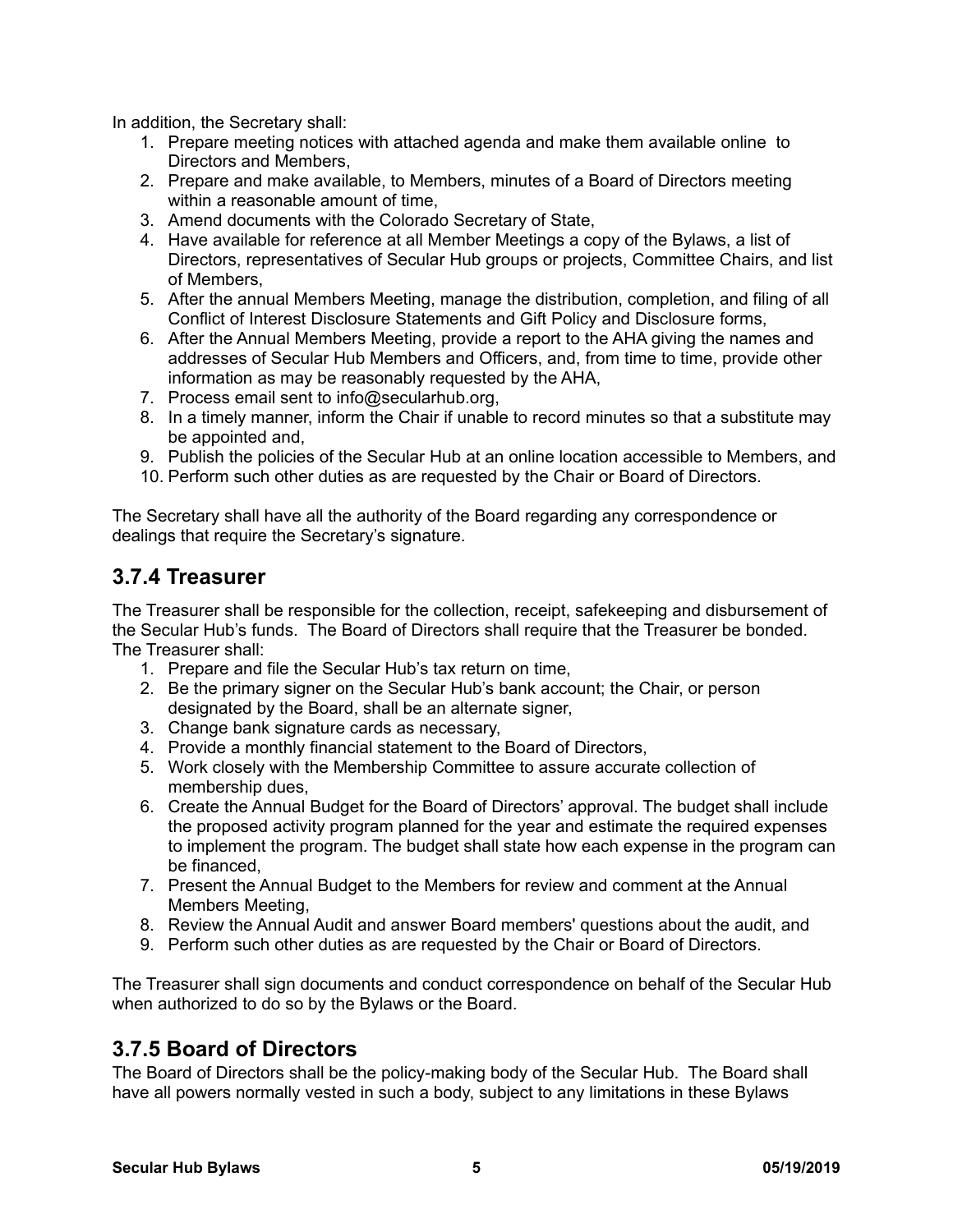In addition, the Secretary shall:

1. Prepare meeting notices with attached agenda and make them available online to Directors and Members,
2. Prepare and make available, to Members, minutes of a Board of Directors meeting within a reasonable amount of time,
3. Amend documents with the Colorado Secretary of State,
4. Have available for reference at all Member Meetings a copy of the Bylaws, a list of Directors, representatives of Secular Hub groups or projects, Committee Chairs, and list of Members,
5. After the annual Members Meeting, manage the distribution, completion, and filing of all Conflict of Interest Disclosure Statements and Gift Policy and Disclosure forms,
6. After the Annual Members Meeting, provide a report to the AHA giving the names and addresses of Secular Hub Members and Officers, and, from time to time, provide other information as may be reasonably requested by the AHA,
7. Process email sent to info@secularhub.org,
8. In a timely manner, inform the Chair if unable to record minutes so that a substitute may be appointed and,
9. Publish the policies of the Secular Hub at an online location accessible to Members, and
10. Perform such other duties as are requested by the Chair or Board of Directors.

The Secretary shall have all the authority of the Board regarding any correspondence or dealings that require the Secretary's signature.

## 3.7.4 Treasurer

The Treasurer shall be responsible for the collection, receipt, safekeeping and disbursement of the Secular Hub's funds. The Board of Directors shall require that the Treasurer be bonded. The Treasurer shall:

1. Prepare and file the Secular Hub's tax return on time,
2. Be the primary signer on the Secular Hub's bank account; the Chair, or person designated by the Board, shall be an alternate signer,
3. Change bank signature cards as necessary,
4. Provide a monthly financial statement to the Board of Directors,
5. Work closely with the Membership Committee to assure accurate collection of membership dues,
6. Create the Annual Budget for the Board of Directors' approval. The budget shall include the proposed activity program planned for the year and estimate the required expenses to implement the program. The budget shall state how each expense in the program can be financed,
7. Present the Annual Budget to the Members for review and comment at the Annual Members Meeting,
8. Review the Annual Audit and answer Board members' questions about the audit, and
9. Perform such other duties as are requested by the Chair or Board of Directors.

The Treasurer shall sign documents and conduct correspondence on behalf of the Secular Hub when authorized to do so by the Bylaws or the Board.

## 3.7.5 Board of Directors

The Board of Directors shall be the policy-making body of the Secular Hub. The Board shall have all powers normally vested in such a body, subject to any limitations in these Bylaws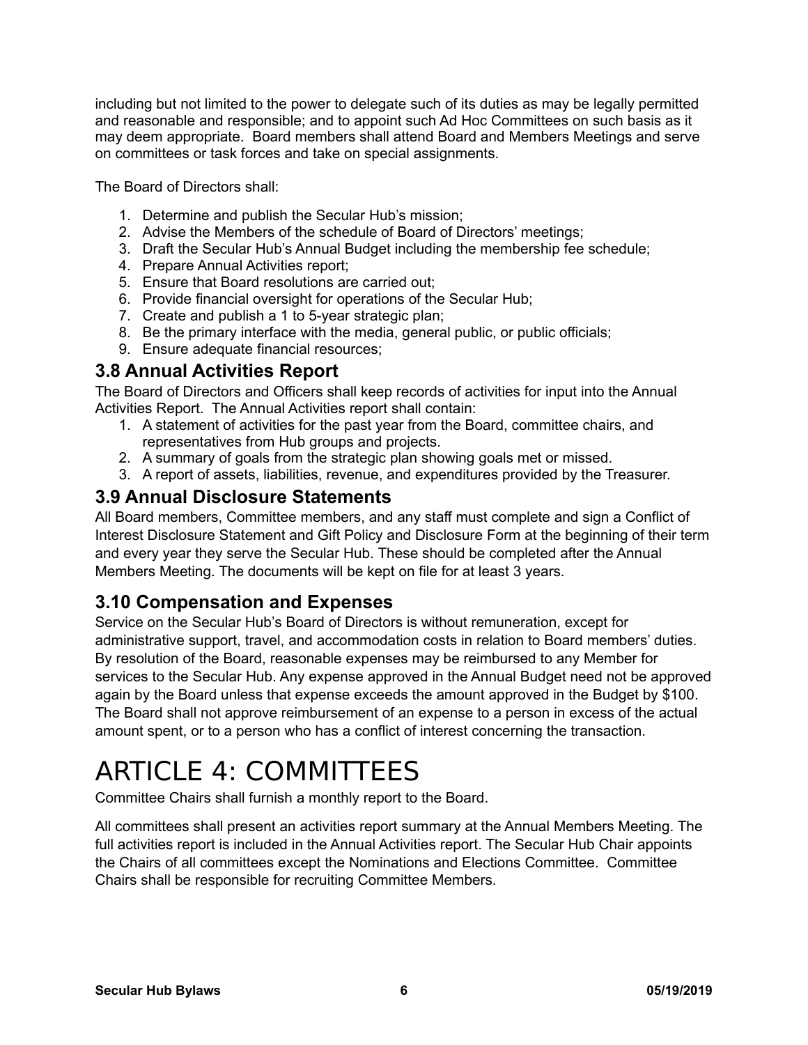including but not limited to the power to delegate such of its duties as may be legally permitted and reasonable and responsible; and to appoint such Ad Hoc Committees on such basis as it may deem appropriate. Board members shall attend Board and Members Meetings and serve on committees or task forces and take on special assignments.

The Board of Directors shall:

1. Determine and publish the Secular Hub's mission;
2. Advise the Members of the schedule of Board of Directors' meetings;
3. Draft the Secular Hub's Annual Budget including the membership fee schedule;
4. Prepare Annual Activities report;
5. Ensure that Board resolutions are carried out;
6. Provide financial oversight for operations of the Secular Hub;
7. Create and publish a 1 to 5-year strategic plan;
8. Be the primary interface with the media, general public, or public officials;
9. Ensure adequate financial resources;

## 3.8 Annual Activities Report

The Board of Directors and Officers shall keep records of activities for input into the Annual Activities Report. The Annual Activities report shall contain:

1. A statement of activities for the past year from the Board, committee chairs, and representatives from Hub groups and projects.
2. A summary of goals from the strategic plan showing goals met or missed.
3. A report of assets, liabilities, revenue, and expenditures provided by the Treasurer.

## 3.9 Annual Disclosure Statements

All Board members, Committee members, and any staff must complete and sign a Conflict of Interest Disclosure Statement and Gift Policy and Disclosure Form at the beginning of their term and every year they serve the Secular Hub. These should be completed after the Annual Members Meeting. The documents will be kept on file for at least 3 years.

## 3.10 Compensation and Expenses

Service on the Secular Hub's Board of Directors is without remuneration, except for administrative support, travel, and accommodation costs in relation to Board members' duties. By resolution of the Board, reasonable expenses may be reimbursed to any Member for services to the Secular Hub. Any expense approved in the Annual Budget need not be approved again by the Board unless that expense exceeds the amount approved in the Budget by $100. The Board shall not approve reimbursement of an expense to a person in excess of the actual amount spent, or to a person who has a conflict of interest concerning the transaction.

# ARTICLE 4: COMMITTEES

Committee Chairs shall furnish a monthly report to the Board.

All committees shall present an activities report summary at the Annual Members Meeting. The full activities report is included in the Annual Activities report. The Secular Hub Chair appoints the Chairs of all committees except the Nominations and Elections Committee. Committee Chairs shall be responsible for recruiting Committee Members.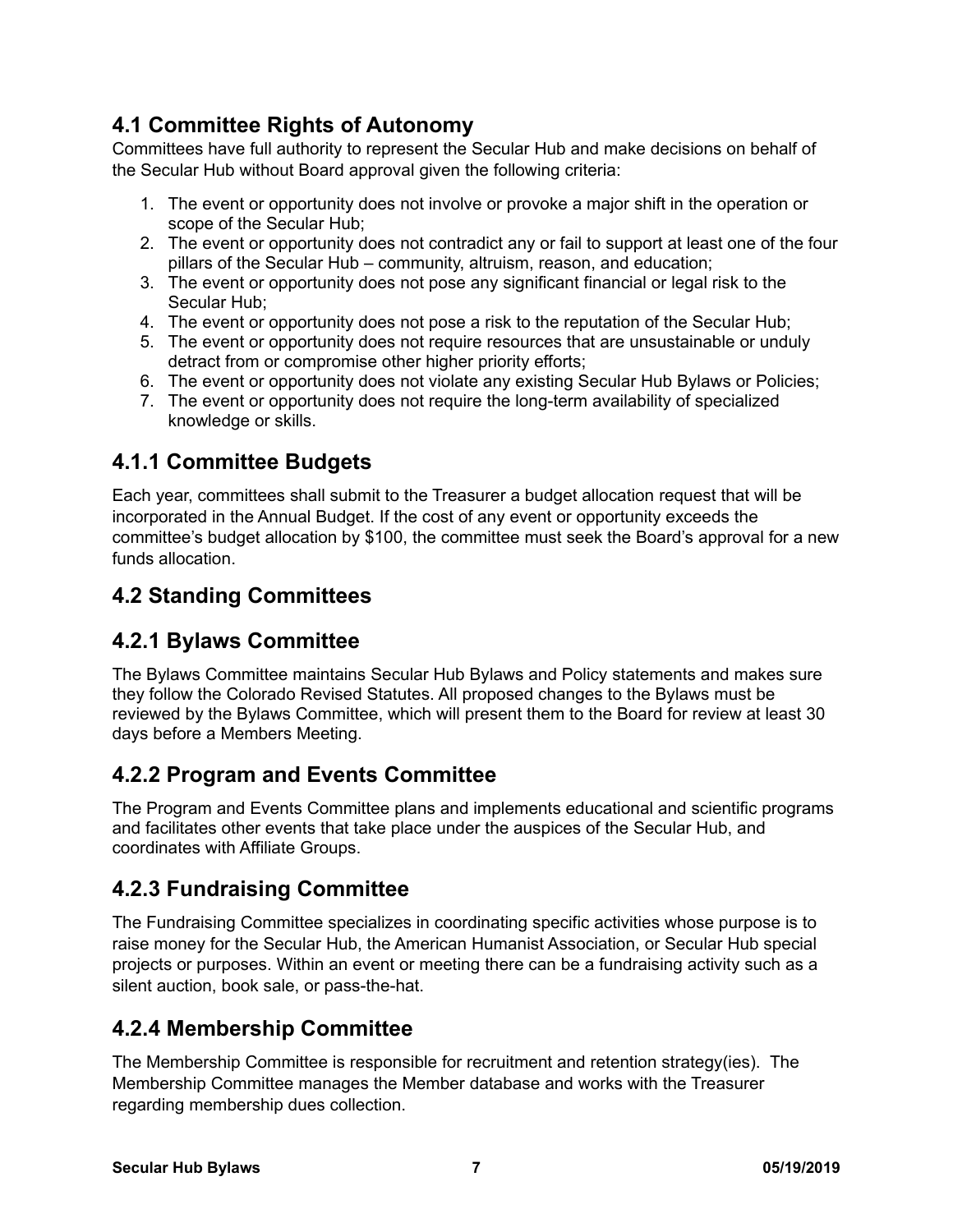## 4.1 Committee Rights of Autonomy

Committees have full authority to represent the Secular Hub and make decisions on behalf of the Secular Hub without Board approval given the following criteria:

1. The event or opportunity does not involve or provoke a major shift in the operation or scope of the Secular Hub;
2. The event or opportunity does not contradict any or fail to support at least one of the four pillars of the Secular Hub – community, altruism, reason, and education;
3. The event or opportunity does not pose any significant financial or legal risk to the Secular Hub;
4. The event or opportunity does not pose a risk to the reputation of the Secular Hub;
5. The event or opportunity does not require resources that are unsustainable or unduly detract from or compromise other higher priority efforts;
6. The event or opportunity does not violate any existing Secular Hub Bylaws or Policies;
7. The event or opportunity does not require the long-term availability of specialized knowledge or skills.

## 4.1.1 Committee Budgets

Each year, committees shall submit to the Treasurer a budget allocation request that will be incorporated in the Annual Budget. If the cost of any event or opportunity exceeds the committee's budget allocation by $100, the committee must seek the Board's approval for a new funds allocation.

## 4.2 Standing Committees

## 4.2.1 Bylaws Committee

The Bylaws Committee maintains Secular Hub Bylaws and Policy statements and makes sure they follow the Colorado Revised Statutes. All proposed changes to the Bylaws must be reviewed by the Bylaws Committee, which will present them to the Board for review at least 30 days before a Members Meeting.

## 4.2.2 Program and Events Committee

The Program and Events Committee plans and implements educational and scientific programs and facilitates other events that take place under the auspices of the Secular Hub, and coordinates with Affiliate Groups.

## 4.2.3 Fundraising Committee

The Fundraising Committee specializes in coordinating specific activities whose purpose is to raise money for the Secular Hub, the American Humanist Association, or Secular Hub special projects or purposes. Within an event or meeting there can be a fundraising activity such as a silent auction, book sale, or pass-the-hat.

## 4.2.4 Membership Committee

The Membership Committee is responsible for recruitment and retention strategy(ies). The Membership Committee manages the Member database and works with the Treasurer regarding membership dues collection.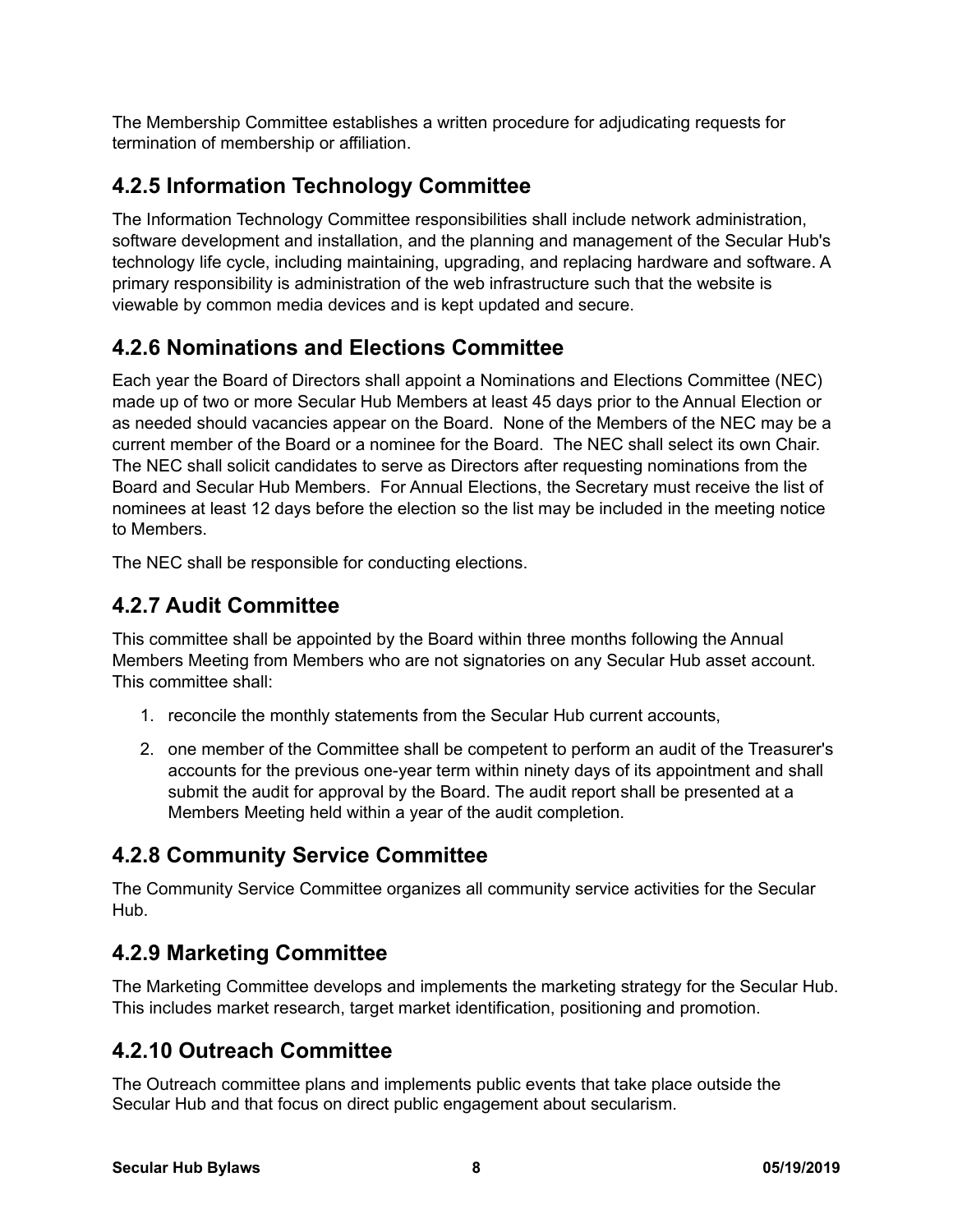The Membership Committee establishes a written procedure for adjudicating requests for termination of membership or affiliation.

### 4.2.5 Information Technology Committee

The Information Technology Committee responsibilities shall include network administration, software development and installation, and the planning and management of the Secular Hub's technology life cycle, including maintaining, upgrading, and replacing hardware and software. A primary responsibility is administration of the web infrastructure such that the website is viewable by common media devices and is kept updated and secure.

### 4.2.6 Nominations and Elections Committee

Each year the Board of Directors shall appoint a Nominations and Elections Committee (NEC) made up of two or more Secular Hub Members at least 45 days prior to the Annual Election or as needed should vacancies appear on the Board. None of the Members of the NEC may be a current member of the Board or a nominee for the Board. The NEC shall select its own Chair. The NEC shall solicit candidates to serve as Directors after requesting nominations from the Board and Secular Hub Members. For Annual Elections, the Secretary must receive the list of nominees at least 12 days before the election so the list may be included in the meeting notice to Members.

The NEC shall be responsible for conducting elections.

### 4.2.7 Audit Committee

This committee shall be appointed by the Board within three months following the Annual Members Meeting from Members who are not signatories on any Secular Hub asset account. This committee shall:

1. reconcile the monthly statements from the Secular Hub current accounts,
2. one member of the Committee shall be competent to perform an audit of the Treasurer's accounts for the previous one-year term within ninety days of its appointment and shall submit the audit for approval by the Board. The audit report shall be presented at a Members Meeting held within a year of the audit completion.

### 4.2.8 Community Service Committee

The Community Service Committee organizes all community service activities for the Secular Hub.

### 4.2.9 Marketing Committee

The Marketing Committee develops and implements the marketing strategy for the Secular Hub. This includes market research, target market identification, positioning and promotion.

### 4.2.10 Outreach Committee

The Outreach committee plans and implements public events that take place outside the Secular Hub and that focus on direct public engagement about secularism.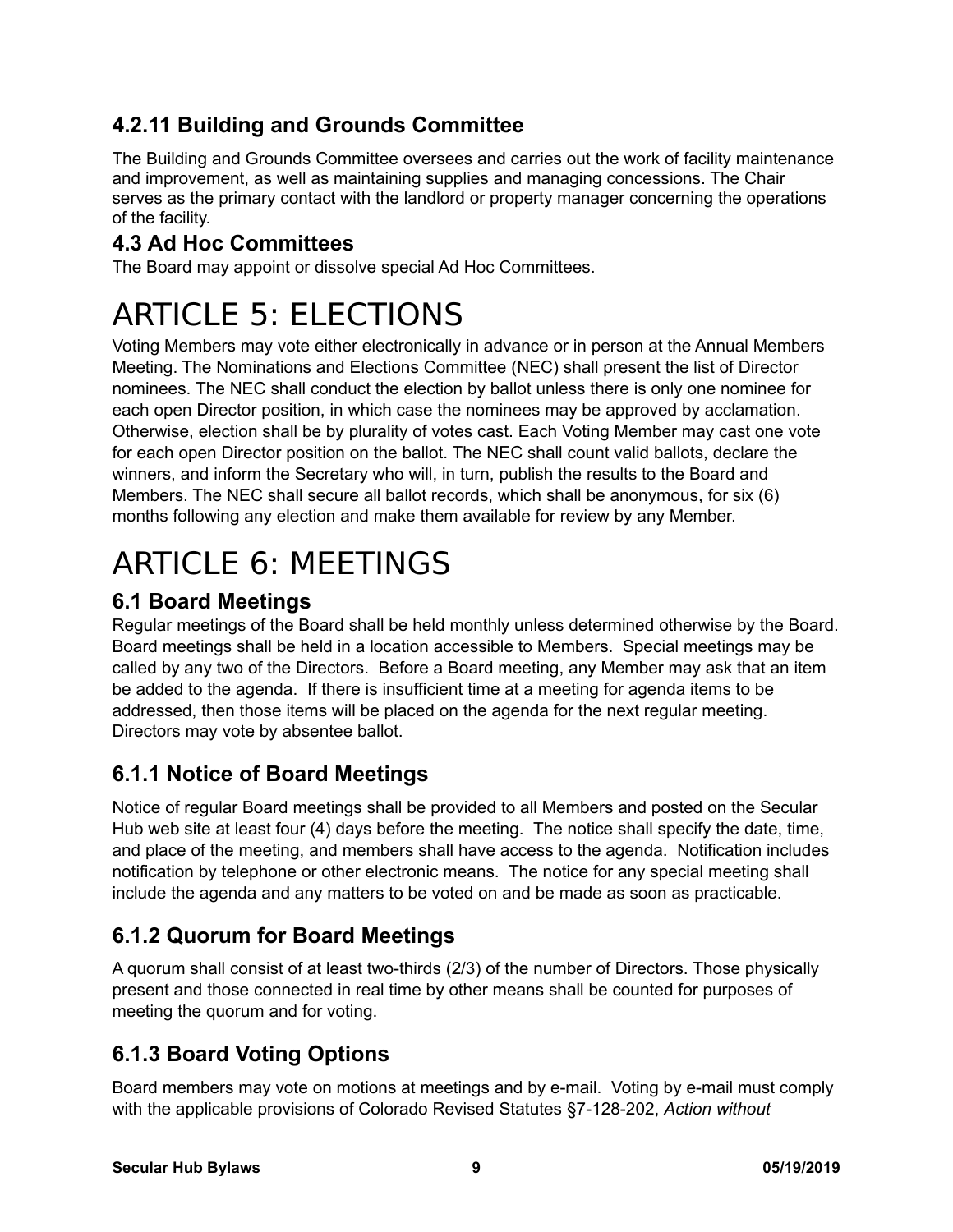### 4.2.11 Building and Grounds Committee

The Building and Grounds Committee oversees and carries out the work of facility maintenance and improvement, as well as maintaining supplies and managing concessions. The Chair serves as the primary contact with the landlord or property manager concerning the operations of the facility.

## 4.3 Ad Hoc Committees

The Board may appoint or dissolve special Ad Hoc Committees.

# ARTICLE 5: ELECTIONS

Voting Members may vote either electronically in advance or in person at the Annual Members Meeting. The Nominations and Elections Committee (NEC) shall present the list of Director nominees. The NEC shall conduct the election by ballot unless there is only one nominee for each open Director position, in which case the nominees may be approved by acclamation. Otherwise, election shall be by plurality of votes cast. Each Voting Member may cast one vote for each open Director position on the ballot. The NEC shall count valid ballots, declare the winners, and inform the Secretary who will, in turn, publish the results to the Board and Members. The NEC shall secure all ballot records, which shall be anonymous, for six (6) months following any election and make them available for review by any Member.

# ARTICLE 6: MEETINGS

## 6.1 Board Meetings

Regular meetings of the Board shall be held monthly unless determined otherwise by the Board. Board meetings shall be held in a location accessible to Members. Special meetings may be called by any two of the Directors. Before a Board meeting, any Member may ask that an item be added to the agenda. If there is insufficient time at a meeting for agenda items to be addressed, then those items will be placed on the agenda for the next regular meeting. Directors may vote by absentee ballot.

### 6.1.1 Notice of Board Meetings

Notice of regular Board meetings shall be provided to all Members and posted on the Secular Hub web site at least four (4) days before the meeting. The notice shall specify the date, time, and place of the meeting, and members shall have access to the agenda. Notification includes notification by telephone or other electronic means. The notice for any special meeting shall include the agenda and any matters to be voted on and be made as soon as practicable.

### 6.1.2 Quorum for Board Meetings

A quorum shall consist of at least two-thirds (2/3) of the number of Directors. Those physically present and those connected in real time by other means shall be counted for purposes of meeting the quorum and for voting.

### 6.1.3 Board Voting Options

Board members may vote on motions at meetings and by e-mail. Voting by e-mail must comply with the applicable provisions of Colorado Revised Statutes §7-128-202, *Action without*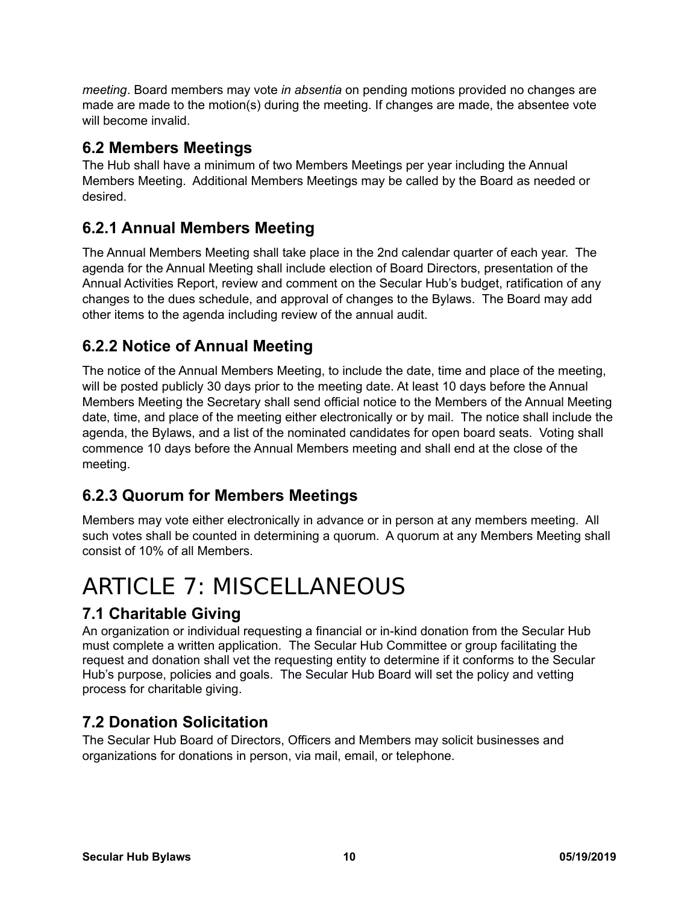*meeting*. Board members may vote *in absentia* on pending motions provided no changes are made are made to the motion(s) during the meeting. If changes are made, the absentee vote will become invalid.

### 6.2 Members Meetings

The Hub shall have a minimum of two Members Meetings per year including the Annual Members Meeting. Additional Members Meetings may be called by the Board as needed or desired.

### 6.2.1 Annual Members Meeting

The Annual Members Meeting shall take place in the 2nd calendar quarter of each year. The agenda for the Annual Meeting shall include election of Board Directors, presentation of the Annual Activities Report, review and comment on the Secular Hub's budget, ratification of any changes to the dues schedule, and approval of changes to the Bylaws. The Board may add other items to the agenda including review of the annual audit.

### 6.2.2 Notice of Annual Meeting

The notice of the Annual Members Meeting, to include the date, time and place of the meeting, will be posted publicly 30 days prior to the meeting date. At least 10 days before the Annual Members Meeting the Secretary shall send official notice to the Members of the Annual Meeting date, time, and place of the meeting either electronically or by mail. The notice shall include the agenda, the Bylaws, and a list of the nominated candidates for open board seats. Voting shall commence 10 days before the Annual Members meeting and shall end at the close of the meeting.

### 6.2.3 Quorum for Members Meetings

Members may vote either electronically in advance or in person at any members meeting. All such votes shall be counted in determining a quorum. A quorum at any Members Meeting shall consist of 10% of all Members.

# ARTICLE 7: MISCELLANEOUS

### 7.1 Charitable Giving

An organization or individual requesting a financial or in-kind donation from the Secular Hub must complete a written application. The Secular Hub Committee or group facilitating the request and donation shall vet the requesting entity to determine if it conforms to the Secular Hub's purpose, policies and goals. The Secular Hub Board will set the policy and vetting process for charitable giving.

### 7.2 Donation Solicitation

The Secular Hub Board of Directors, Officers and Members may solicit businesses and organizations for donations in person, via mail, email, or telephone.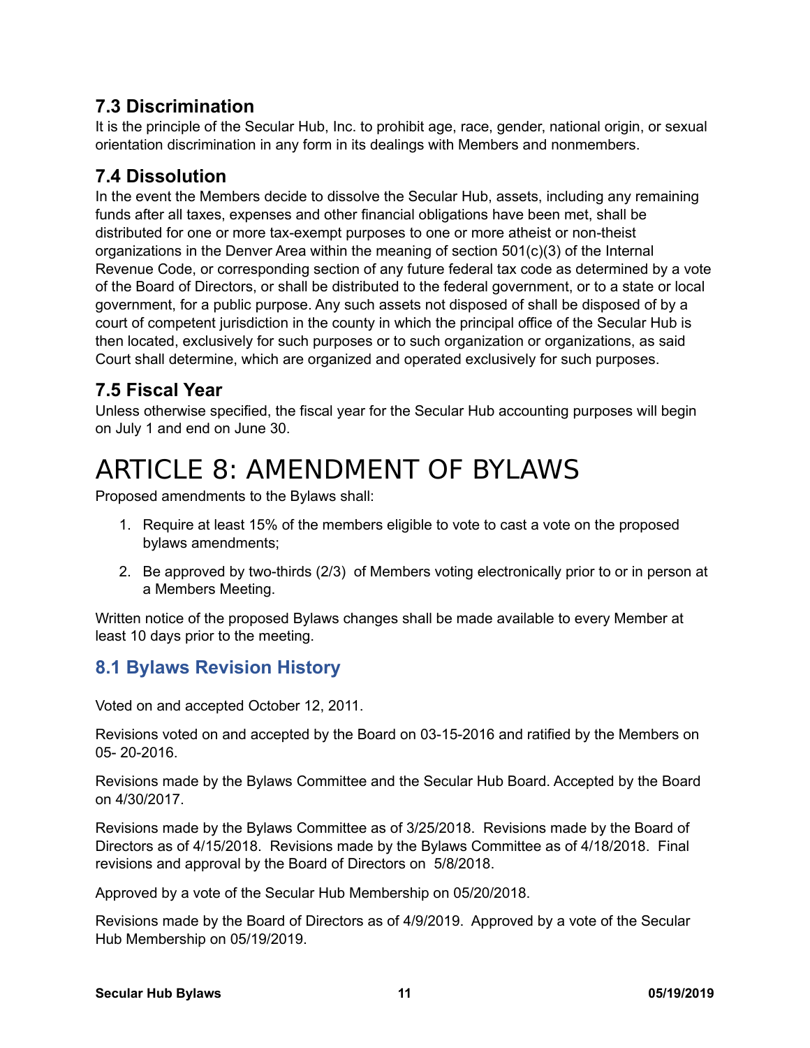### 7.3 Discrimination

It is the principle of the Secular Hub, Inc. to prohibit age, race, gender, national origin, or sexual orientation discrimination in any form in its dealings with Members and nonmembers.

### 7.4 Dissolution

In the event the Members decide to dissolve the Secular Hub, assets, including any remaining funds after all taxes, expenses and other financial obligations have been met, shall be distributed for one or more tax-exempt purposes to one or more atheist or non-theist organizations in the Denver Area within the meaning of section 501(c)(3) of the Internal Revenue Code, or corresponding section of any future federal tax code as determined by a vote of the Board of Directors, or shall be distributed to the federal government, or to a state or local government, for a public purpose. Any such assets not disposed of shall be disposed of by a court of competent jurisdiction in the county in which the principal office of the Secular Hub is then located, exclusively for such purposes or to such organization or organizations, as said Court shall determine, which are organized and operated exclusively for such purposes.

### 7.5 Fiscal Year

Unless otherwise specified, the fiscal year for the Secular Hub accounting purposes will begin on July 1 and end on June 30.

# ARTICLE 8: AMENDMENT OF BYLAWS

Proposed amendments to the Bylaws shall:

1. Require at least 15% of the members eligible to vote to cast a vote on the proposed bylaws amendments;
2. Be approved by two-thirds (2/3) of Members voting electronically prior to or in person at a Members Meeting.

Written notice of the proposed Bylaws changes shall be made available to every Member at least 10 days prior to the meeting.

### 8.1 Bylaws Revision History

Voted on and accepted October 12, 2011.

Revisions voted on and accepted by the Board on 03-15-2016 and ratified by the Members on 05- 20-2016.

Revisions made by the Bylaws Committee and the Secular Hub Board. Accepted by the Board on 4/30/2017.

Revisions made by the Bylaws Committee as of 3/25/2018. Revisions made by the Board of Directors as of 4/15/2018. Revisions made by the Bylaws Committee as of 4/18/2018. Final revisions and approval by the Board of Directors on 5/8/2018.

Approved by a vote of the Secular Hub Membership on 05/20/2018.

Revisions made by the Board of Directors as of 4/9/2019. Approved by a vote of the Secular Hub Membership on 05/19/2019.